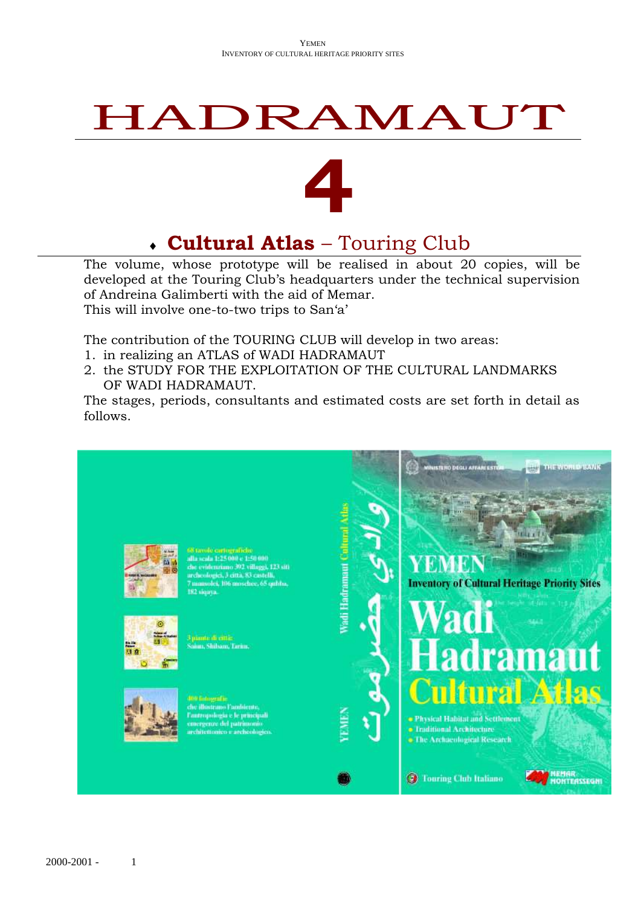# HADRAMAUT

# 4

## ♦ **Cultural Atlas** – Touring Club

The volume, whose prototype will be realised in about 20 copies, will be developed at the Touring Club's headquarters under the technical supervision of Andreina Galimberti with the aid of Memar.
This will involve one-to-two trips to San'a'

The contribution of the TOURING CLUB will develop in two areas:

1. in realizing an ATLAS of WADI HADRAMAUT
2. the STUDY FOR THE EXPLOITATION OF THE CULTURAL LANDMARKS OF WADI HADRAMAUT.

The stages, periods, consultants and estimated costs are set forth in detail as follows.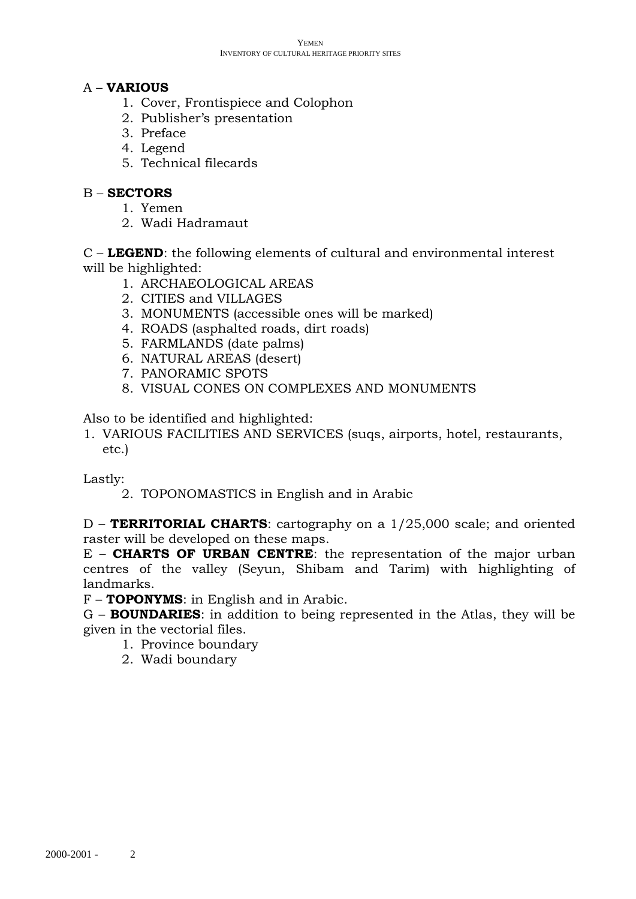A – **VARIOUS**

1. Cover, Frontispiece and Colophon
2. Publisher's presentation
3. Preface
4. Legend
5. Technical filecards

B – **SECTORS**

1. Yemen
2. Wadi Hadramaut

C – **LEGEND**: the following elements of cultural and environmental interest will be highlighted:

1. ARCHAEOLOGICAL AREAS
2. CITIES and VILLAGES
3. MONUMENTS (accessible ones will be marked)
4. ROADS (asphalted roads, dirt roads)
5. FARMLANDS (date palms)
6. NATURAL AREAS (desert)
7. PANORAMIC SPOTS
8. VISUAL CONES ON COMPLEXES AND MONUMENTS

Also to be identified and highlighted:

1. VARIOUS FACILITIES AND SERVICES (suqs, airports, hotel, restaurants, etc.)

Lastly:

2. TOPONOMASTICS in English and in Arabic

D – **TERRITORIAL CHARTS**: cartography on a 1/25,000 scale; and oriented raster will be developed on these maps.

E – **CHARTS OF URBAN CENTRE**: the representation of the major urban centres of the valley (Seyun, Shibam and Tarim) with highlighting of landmarks.

F – **TOPONYMS**: in English and in Arabic.

G – **BOUNDARIES**: in addition to being represented in the Atlas, they will be given in the vectorial files.

1. Province boundary
2. Wadi boundary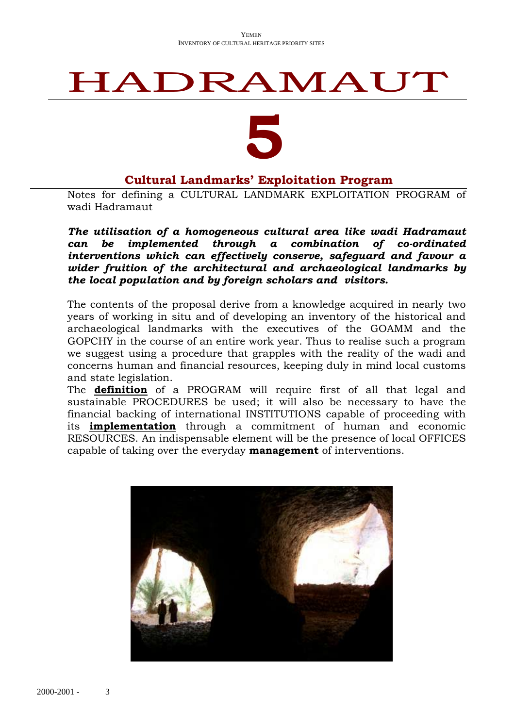# HADRAMAUT

# 5

## Cultural Landmarks' Exploitation Program

Notes for defining a CULTURAL LANDMARK EXPLOITATION PROGRAM of wadi Hadramaut

***The utilisation of a homogeneous cultural area like wadi Hadramaut can be implemented through a combination of co-ordinated interventions which can effectively conserve, safeguard and favour a wider fruition of the architectural and archaeological landmarks by the local population and by foreign scholars and visitors.***

The contents of the proposal derive from a knowledge acquired in nearly two years of working in situ and of developing an inventory of the historical and archaeological landmarks with the executives of the GOAMM and the GOPCHY in the course of an entire work year. Thus to realise such a program we suggest using a procedure that grapples with the reality of the wadi and concerns human and financial resources, keeping duly in mind local customs and state legislation.

The **definition** of a PROGRAM will require first of all that legal and sustainable PROCEDURES be used; it will also be necessary to have the financial backing of international INSTITUTIONS capable of proceeding with its **implementation** through a commitment of human and economic RESOURCES. An indispensable element will be the presence of local OFFICES capable of taking over the everyday **management** of interventions.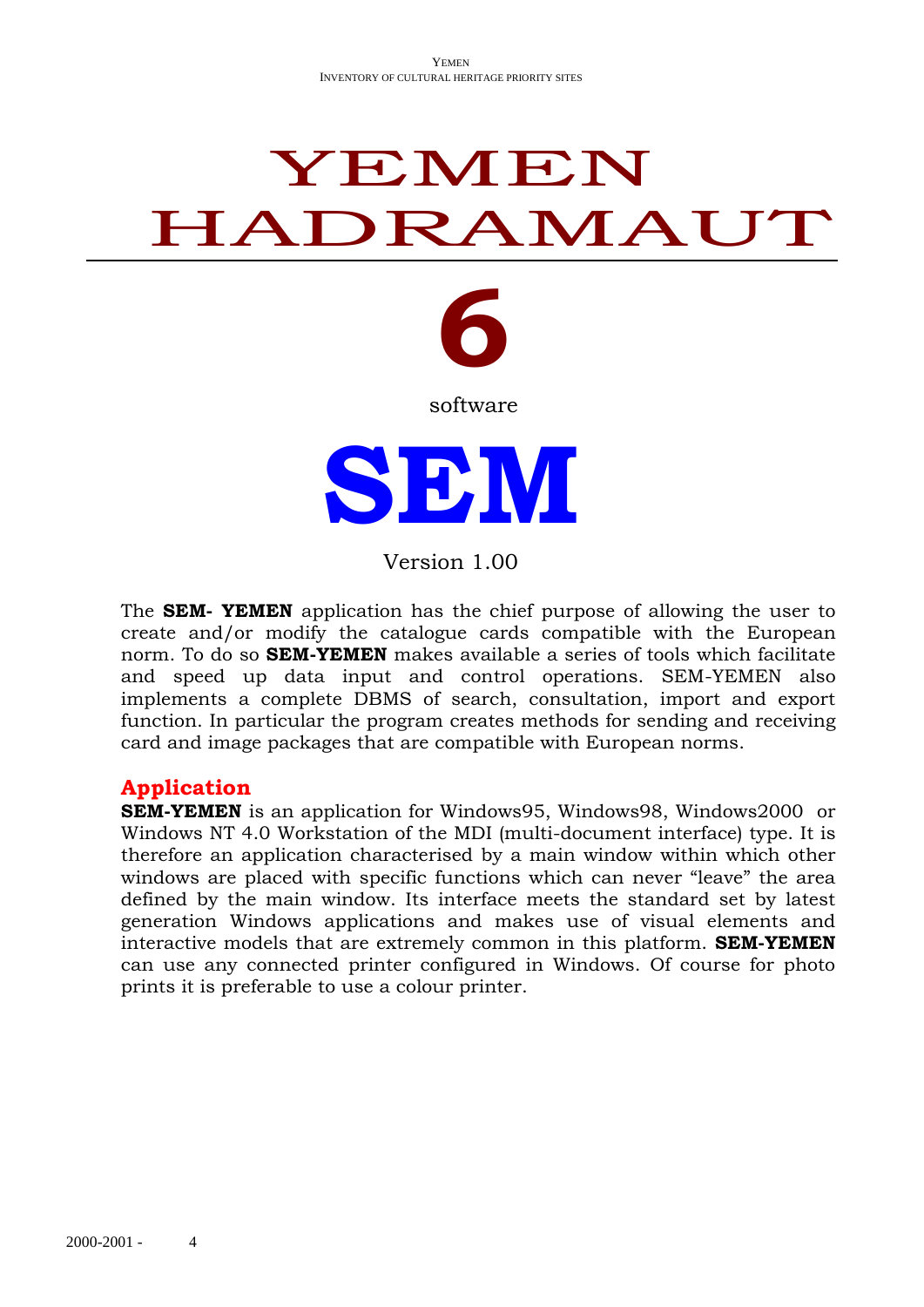# YEMEN HADRAMAUT

# 6

software

# SEM

Version 1.00

The **SEM- YEMEN** application has the chief purpose of allowing the user to create and/or modify the catalogue cards compatible with the European norm. To do so **SEM-YEMEN** makes available a series of tools which facilitate and speed up data input and control operations. SEM-YEMEN also implements a complete DBMS of search, consultation, import and export function. In particular the program creates methods for sending and receiving card and image packages that are compatible with European norms.

## Application

**SEM-YEMEN** is an application for Windows95, Windows98, Windows2000 or Windows NT 4.0 Workstation of the MDI (multi-document interface) type. It is therefore an application characterised by a main window within which other windows are placed with specific functions which can never "leave" the area defined by the main window. Its interface meets the standard set by latest generation Windows applications and makes use of visual elements and interactive models that are extremely common in this platform. **SEM-YEMEN** can use any connected printer configured in Windows. Of course for photo prints it is preferable to use a colour printer.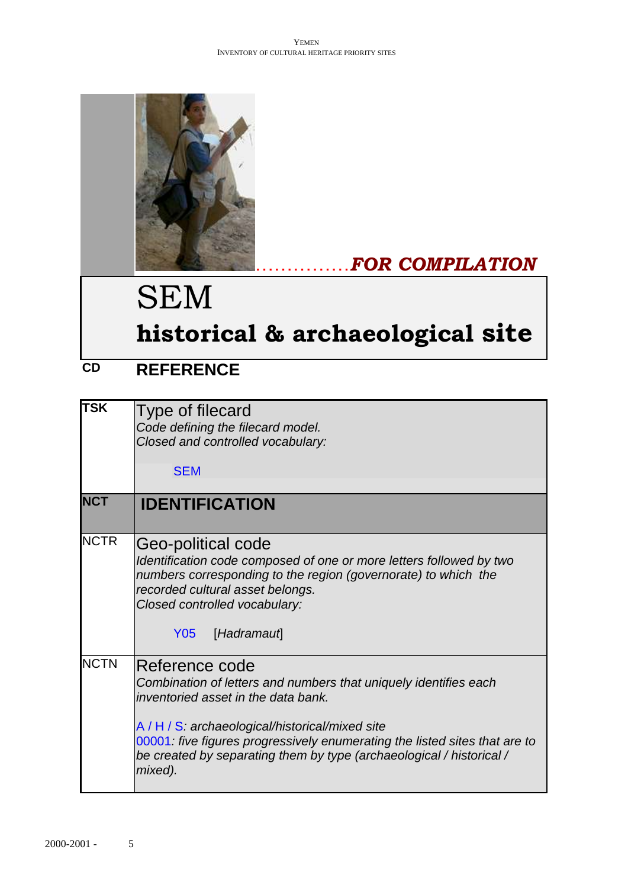*...............FOR COMPILATION*

# SEM

## historical & archaeological site

**CD** **REFERENCE**

| | |
|---|---|
| **TSK** | Type of filecard<br>*Code defining the filecard model.*<br>*Closed and controlled vocabulary:*<br><br>SEM |
| **NCT** | **IDENTIFICATION** |
| NCTR | Geo-political code<br>*Identification code composed of one or more letters followed by two numbers corresponding to the region (governorate) to which the recorded cultural asset belongs.*<br>*Closed controlled vocabulary:*<br><br>Y05 [*Hadramaut*] |
| NCTN | Reference code<br>*Combination of letters and numbers that uniquely identifies each inventoried asset in the data bank.*<br><br>A / H / S*: archaeological/historical/mixed site*<br>00001*: five figures progressively enumerating the listed sites that are to be created by separating them by type (archaeological / historical / mixed).* |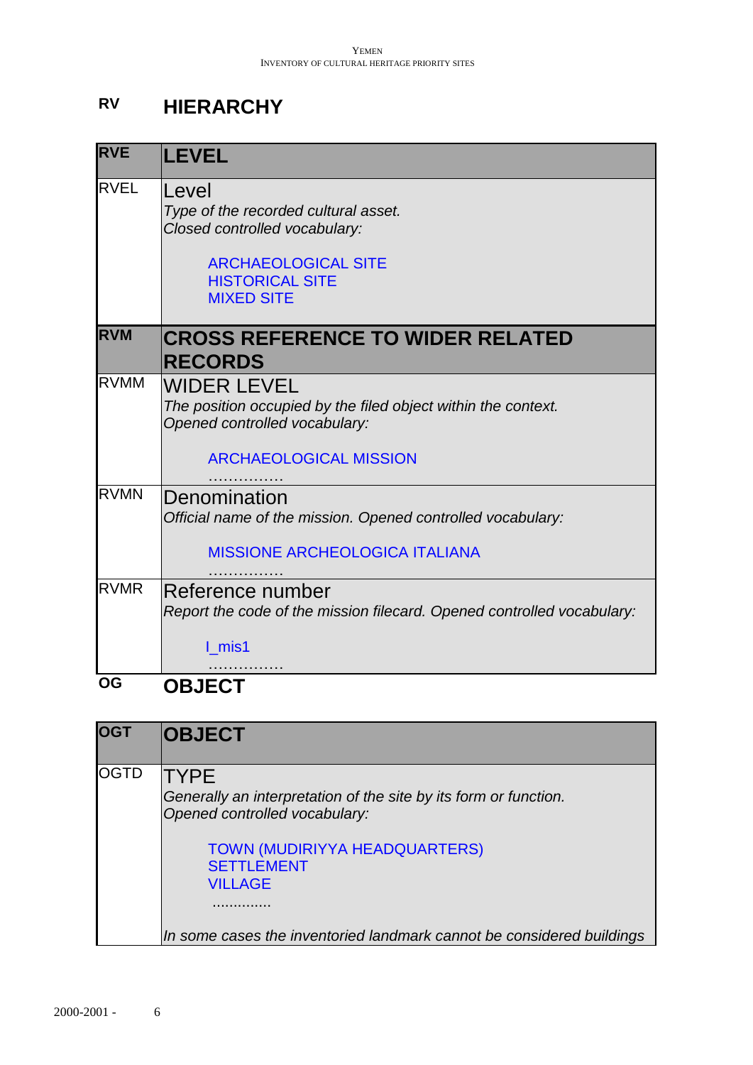## RV HIERARCHY

| RVE | LEVEL |
|---|---|
| RVEL | Level<br>*Type of the recorded cultural asset.*<br>*Closed controlled vocabulary:*<br><br>ARCHAEOLOGICAL SITE<br>HISTORICAL SITE<br>MIXED SITE |
| **RVM** | **CROSS REFERENCE TO WIDER RELATED RECORDS** |
| RVMM | WIDER LEVEL<br>*The position occupied by the filed object within the context.*<br>*Opened controlled vocabulary:*<br><br>ARCHAEOLOGICAL MISSION<br>............... |
| RVMN | Denomination<br>*Official name of the mission. Opened controlled vocabulary:*<br><br>MISSIONE ARCHEOLOGICA ITALIANA<br>............... |
| RVMR | Reference number<br>*Report the code of the mission filecard. Opened controlled vocabulary:*<br><br>I_mis1<br>............... |

## OG OBJECT

| OGT | OBJECT |
|---|---|
| OGTD | TYPE<br>*Generally an interpretation of the site by its form or function.*<br>*Opened controlled vocabulary:*<br><br>TOWN (MUDIRIYYA HEADQUARTERS)<br>SETTLEMENT<br>VILLAGE<br>.............<br><br>*In some cases the inventoried landmark cannot be considered buildings* |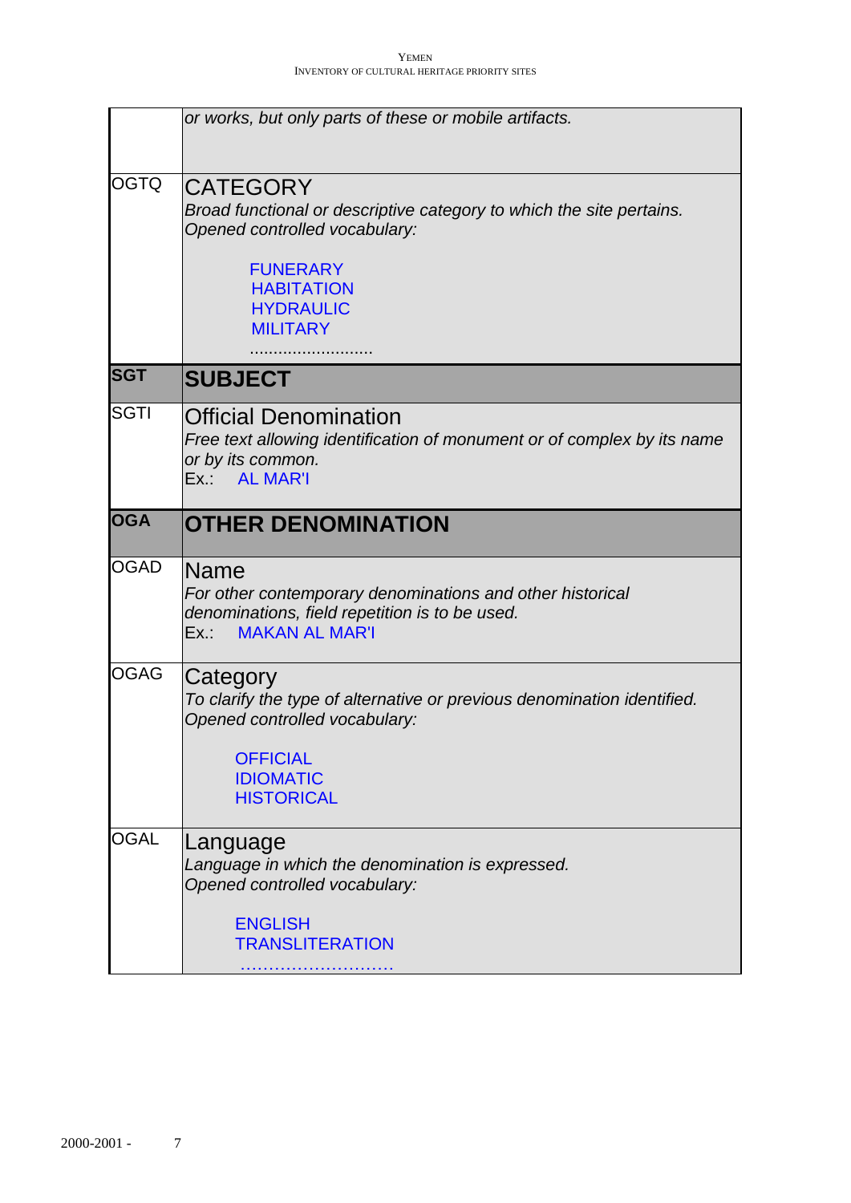| | |
|---|---|
| | *or works, but only parts of these or mobile artifacts.* |
| OGTQ | CATEGORY<br>*Broad functional or descriptive category to which the site pertains. Opened controlled vocabulary:*<br><br>FUNERARY<br>HABITATION<br>HYDRAULIC<br>MILITARY<br>......................... |
| **SGT** | **SUBJECT** |
| SGTI | Official Denomination<br>*Free text allowing identification of monument or of complex by its name or by its common.*<br>Ex.: AL MAR'I |
| **OGA** | **OTHER DENOMINATION** |
| OGAD | Name<br>*For other contemporary denominations and other historical denominations, field repetition is to be used.*<br>Ex.: MAKAN AL MAR'I |
| OGAG | Category<br>*To clarify the type of alternative or previous denomination identified. Opened controlled vocabulary:*<br><br>OFFICIAL<br>IDIOMATIC<br>HISTORICAL |
| OGAL | Language<br>*Language in which the denomination is expressed. Opened controlled vocabulary:*<br><br>ENGLISH<br>TRANSLITERATION<br>......................... |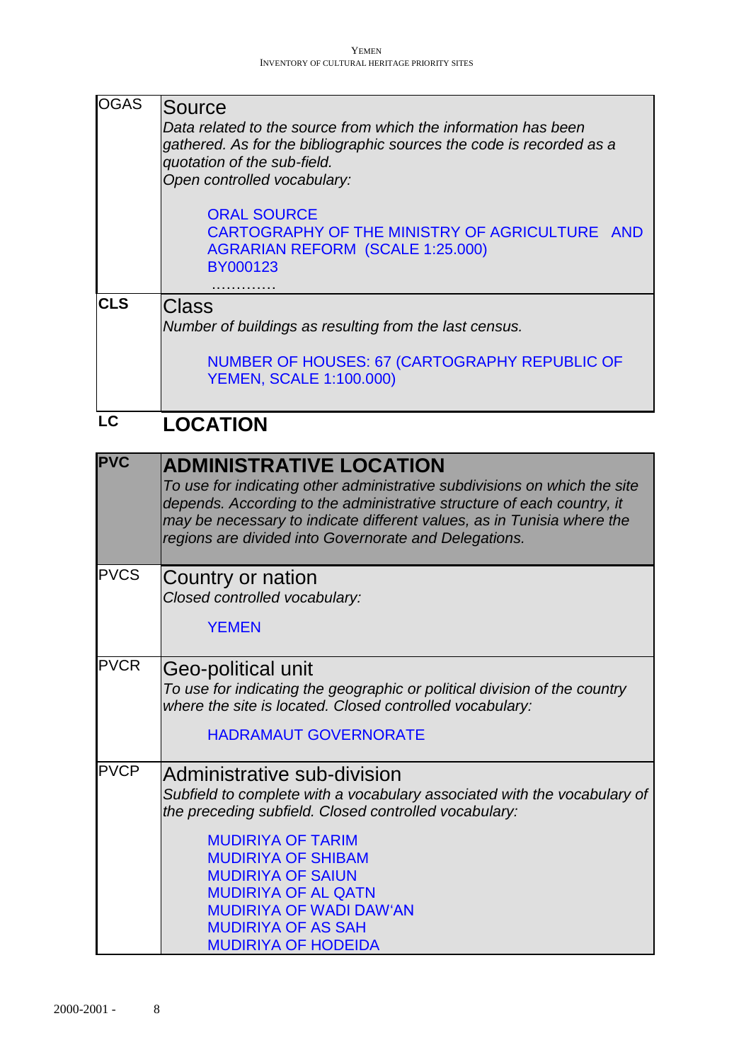| | |
|---|---|
| OGAS | Source<br>*Data related to the source from which the information has been gathered. As for the bibliographic sources the code is recorded as a quotation of the sub-field.*<br>*Open controlled vocabulary:*<br><br>ORAL SOURCE<br>CARTOGRAPHY OF THE MINISTRY OF AGRICULTURE AND AGRARIAN REFORM (SCALE 1:25.000)<br>BY000123<br>............. |
| **CLS** | Class<br>*Number of buildings as resulting from the last census.*<br><br>NUMBER OF HOUSES: 67 (CARTOGRAPHY REPUBLIC OF YEMEN, SCALE 1:100.000) |

**LC** **LOCATION**

| | |
|---|---|
| **PVC** | **ADMINISTRATIVE LOCATION**<br>*To use for indicating other administrative subdivisions on which the site depends. According to the administrative structure of each country, it may be necessary to indicate different values, as in Tunisia where the regions are divided into Governorate and Delegations.* |
| PVCS | Country or nation<br>*Closed controlled vocabulary:*<br><br>YEMEN |
| PVCR | Geo-political unit<br>*To use for indicating the geographic or political division of the country where the site is located. Closed controlled vocabulary:*<br><br>HADRAMAUT GOVERNORATE |
| PVCP | Administrative sub-division<br>*Subfield to complete with a vocabulary associated with the vocabulary of the preceding subfield. Closed controlled vocabulary:*<br><br>MUDIRIYA OF TARIM<br>MUDIRIYA OF SHIBAM<br>MUDIRIYA OF SAIUN<br>MUDIRIYA OF AL QATN<br>MUDIRIYA OF WADI DAW'AN<br>MUDIRIYA OF AS SAH<br>MUDIRIYA OF HODEIDA |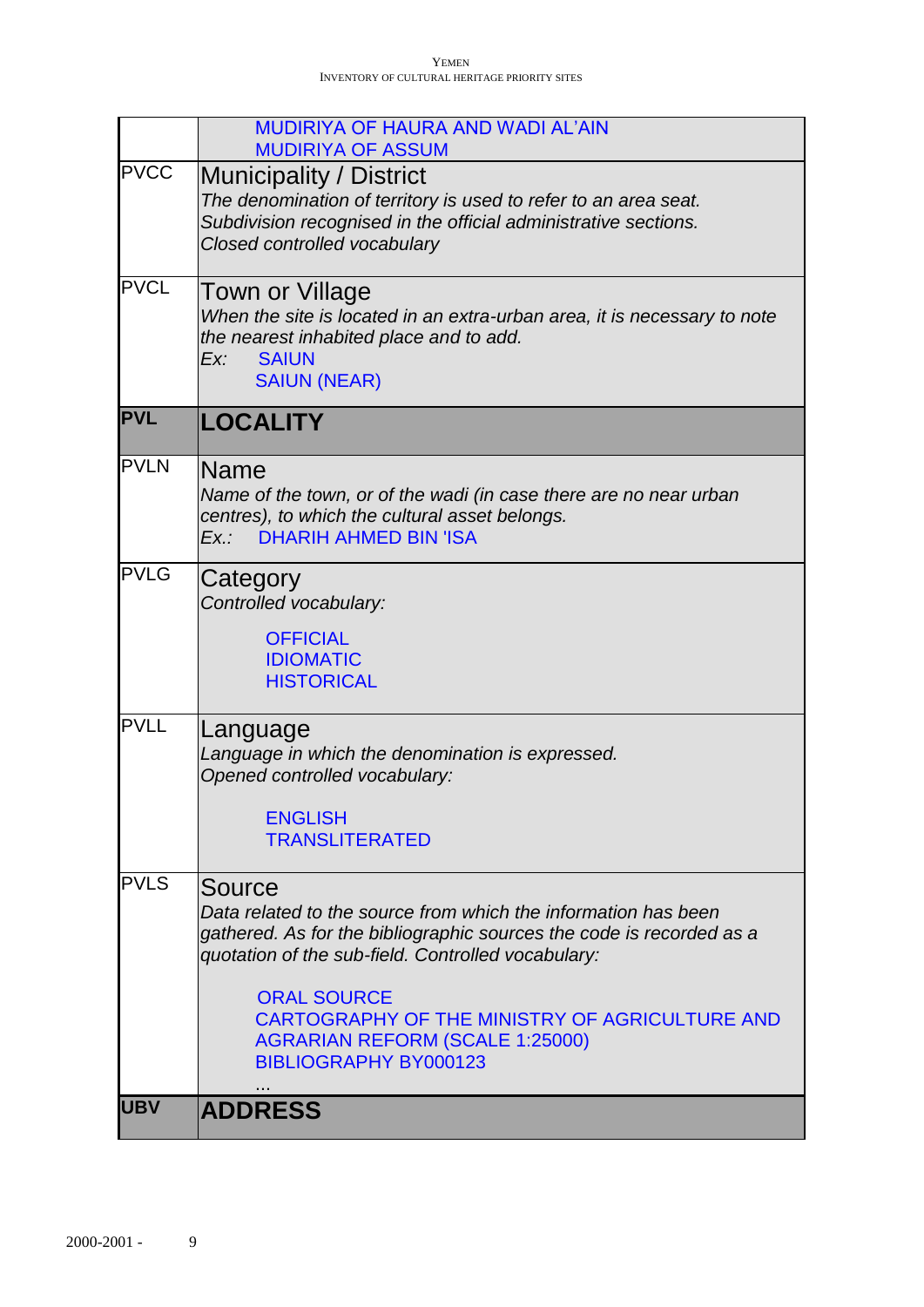| | |
|---|---|
| | MUDIRIYA OF HAURA AND WADI AL'AIN<br>MUDIRIYA OF ASSUM |
| PVCC | Municipality / District<br>*The denomination of territory is used to refer to an area seat. Subdivision recognised in the official administrative sections. Closed controlled vocabulary* |
| PVCL | Town or Village<br>*When the site is located in an extra-urban area, it is necessary to note the nearest inhabited place and to add.*<br>*Ex:* SAIUN<br>SAIUN (NEAR) |
| **PVL** | **LOCALITY** |
| PVLN | Name<br>*Name of the town, or of the wadi (in case there are no near urban centres), to which the cultural asset belongs.*<br>*Ex.:* DHARIH AHMED BIN 'ISA |
| PVLG | Category<br>*Controlled vocabulary:*<br>OFFICIAL<br>IDIOMATIC<br>HISTORICAL |
| PVLL | Language<br>*Language in which the denomination is expressed.*<br>*Opened controlled vocabulary:*<br>ENGLISH<br>TRANSLITERATED |
| PVLS | Source<br>*Data related to the source from which the information has been gathered. As for the bibliographic sources the code is recorded as a quotation of the sub-field. Controlled vocabulary:*<br>ORAL SOURCE<br>CARTOGRAPHY OF THE MINISTRY OF AGRICULTURE AND AGRARIAN REFORM (SCALE 1:25000)<br>BIBLIOGRAPHY BY000123<br>... |
| **UBV** | **ADDRESS** |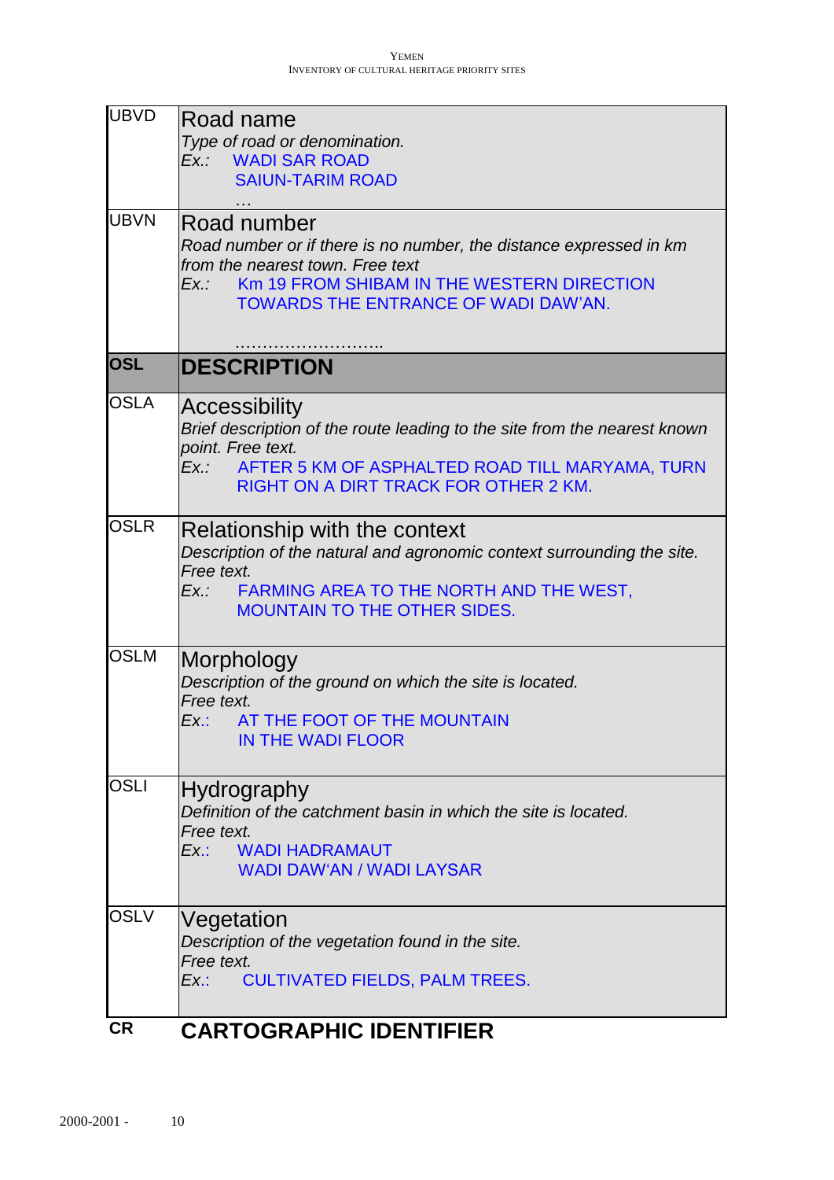| Code | Field |
|---|---|
| UBVD | Road name<br>*Type of road or denomination.*<br>*Ex.:* WADI SAR ROAD<br>SAIUN-TARIM ROAD<br>… |
| UBVN | Road number<br>*Road number or if there is no number, the distance expressed in km from the nearest town. Free text*<br>*Ex.:* Km 19 FROM SHIBAM IN THE WESTERN DIRECTION TOWARDS THE ENTRANCE OF WADI DAW'AN.<br>……………………….. |
| **OSL** | **DESCRIPTION** |
| OSLA | Accessibility<br>*Brief description of the route leading to the site from the nearest known point. Free text.*<br>*Ex.:* AFTER 5 KM OF ASPHALTED ROAD TILL MARYAMA, TURN RIGHT ON A DIRT TRACK FOR OTHER 2 KM. |
| OSLR | Relationship with the context<br>*Description of the natural and agronomic context surrounding the site. Free text.*<br>*Ex.:* FARMING AREA TO THE NORTH AND THE WEST, MOUNTAIN TO THE OTHER SIDES. |
| OSLM | Morphology<br>*Description of the ground on which the site is located.*<br>*Free text.*<br>*Ex.:* AT THE FOOT OF THE MOUNTAIN<br>IN THE WADI FLOOR |
| OSLI | Hydrography<br>*Definition of the catchment basin in which the site is located.*<br>*Free text.*<br>*Ex.:* WADI HADRAMAUT<br>WADI DAW'AN / WADI LAYSAR |
| OSLV | Vegetation<br>*Description of the vegetation found in the site.*<br>*Free text.*<br>*Ex.:* CULTIVATED FIELDS, PALM TREES. |

**CR** **CARTOGRAPHIC IDENTIFIER**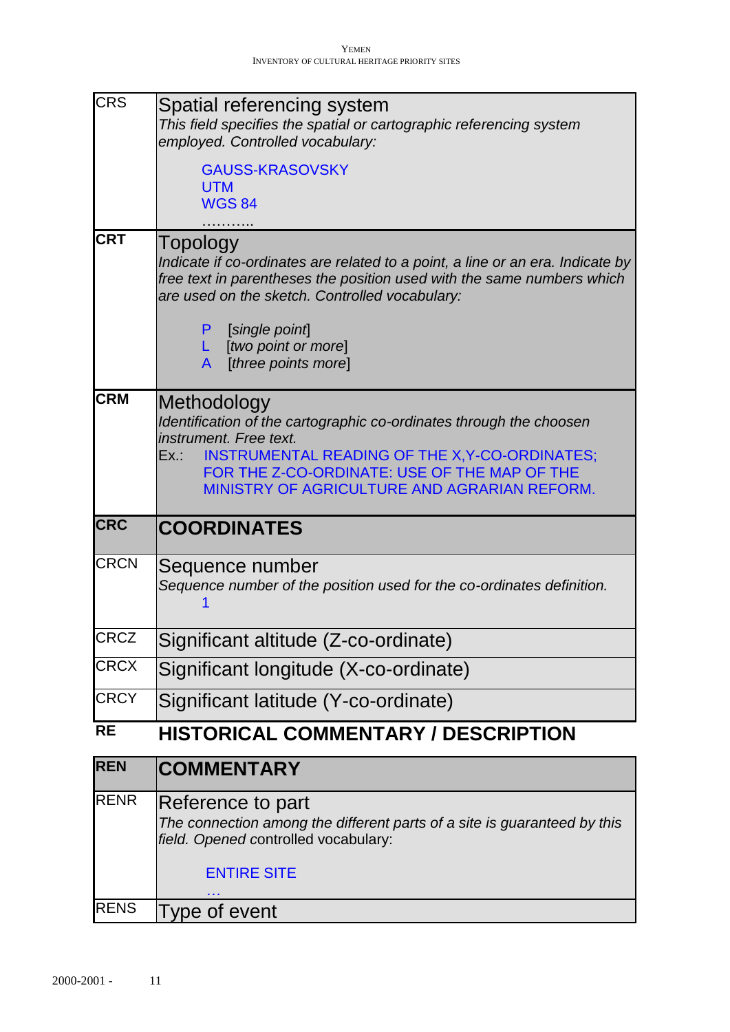| | |
|---|---|
| CRS | Spatial referencing system<br>*This field specifies the spatial or cartographic referencing system employed. Controlled vocabulary:*<br>GAUSS-KRASOVSKY<br>UTM<br>WGS 84<br>……….. |
| **CRT** | Topology<br>*Indicate if co-ordinates are related to a point, a line or an era. Indicate by free text in parentheses the position used with the same numbers which are used on the sketch. Controlled vocabulary:*<br>P [*single point*]<br>L [*two point or more*]<br>A [*three points more*] |
| **CRM** | Methodology<br>*Identification of the cartographic co-ordinates through the choosen instrument. Free text.*<br>Ex.: INSTRUMENTAL READING OF THE X,Y-CO-ORDINATES; FOR THE Z-CO-ORDINATE: USE OF THE MAP OF THE MINISTRY OF AGRICULTURE AND AGRARIAN REFORM. |
| **CRC** | **COORDINATES** |
| CRCN | Sequence number<br>*Sequence number of the position used for the co-ordinates definition.*<br>1 |
| CRCZ | Significant altitude (Z-co-ordinate) |
| CRCX | Significant longitude (X-co-ordinate) |
| CRCY | Significant latitude (Y-co-ordinate) |

## RE HISTORICAL COMMENTARY / DESCRIPTION

| | |
|---|---|
| **REN** | **COMMENTARY** |
| RENR | Reference to part<br>*The connection among the different parts of a site is guaranteed by this field. Opened* controlled vocabulary:<br>ENTIRE SITE<br>… |
| RENS | Type of event |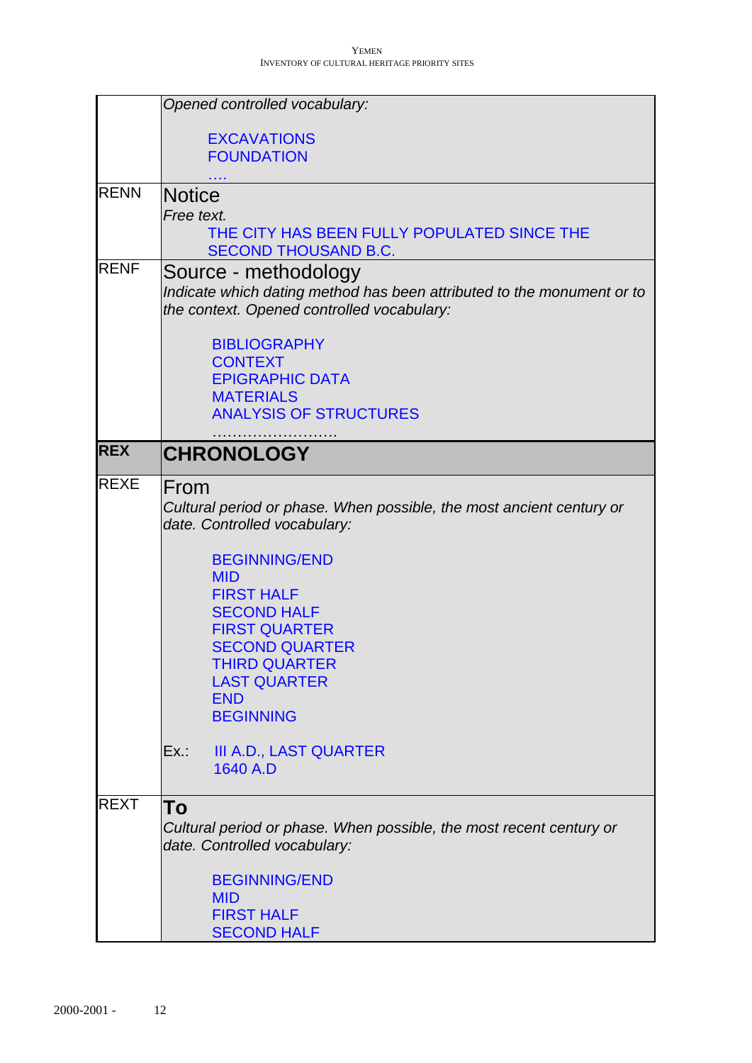| | |
|---|---|
| | *Opened controlled vocabulary:*<br><br>EXCAVATIONS<br>FOUNDATION<br>…. |
| RENN | Notice<br>*Free text.*<br>THE CITY HAS BEEN FULLY POPULATED SINCE THE SECOND THOUSAND B.C. |
| RENF | Source - methodology<br>*Indicate which dating method has been attributed to the monument or to the context. Opened controlled vocabulary:*<br><br>BIBLIOGRAPHY<br>CONTEXT<br>EPIGRAPHIC DATA<br>MATERIALS<br>ANALYSIS OF STRUCTURES<br>……………………. |
| **REX** | **CHRONOLOGY** |
| REXE | From<br>*Cultural period or phase. When possible, the most ancient century or date. Controlled vocabulary:*<br><br>BEGINNING/END<br>MID<br>FIRST HALF<br>SECOND HALF<br>FIRST QUARTER<br>SECOND QUARTER<br>THIRD QUARTER<br>LAST QUARTER<br>END<br>BEGINNING<br><br>Ex.: III A.D., LAST QUARTER<br>1640 A.D |
| REXT | **To**<br>*Cultural period or phase. When possible, the most recent century or date. Controlled vocabulary:*<br><br>BEGINNING/END<br>MID<br>FIRST HALF<br>SECOND HALF |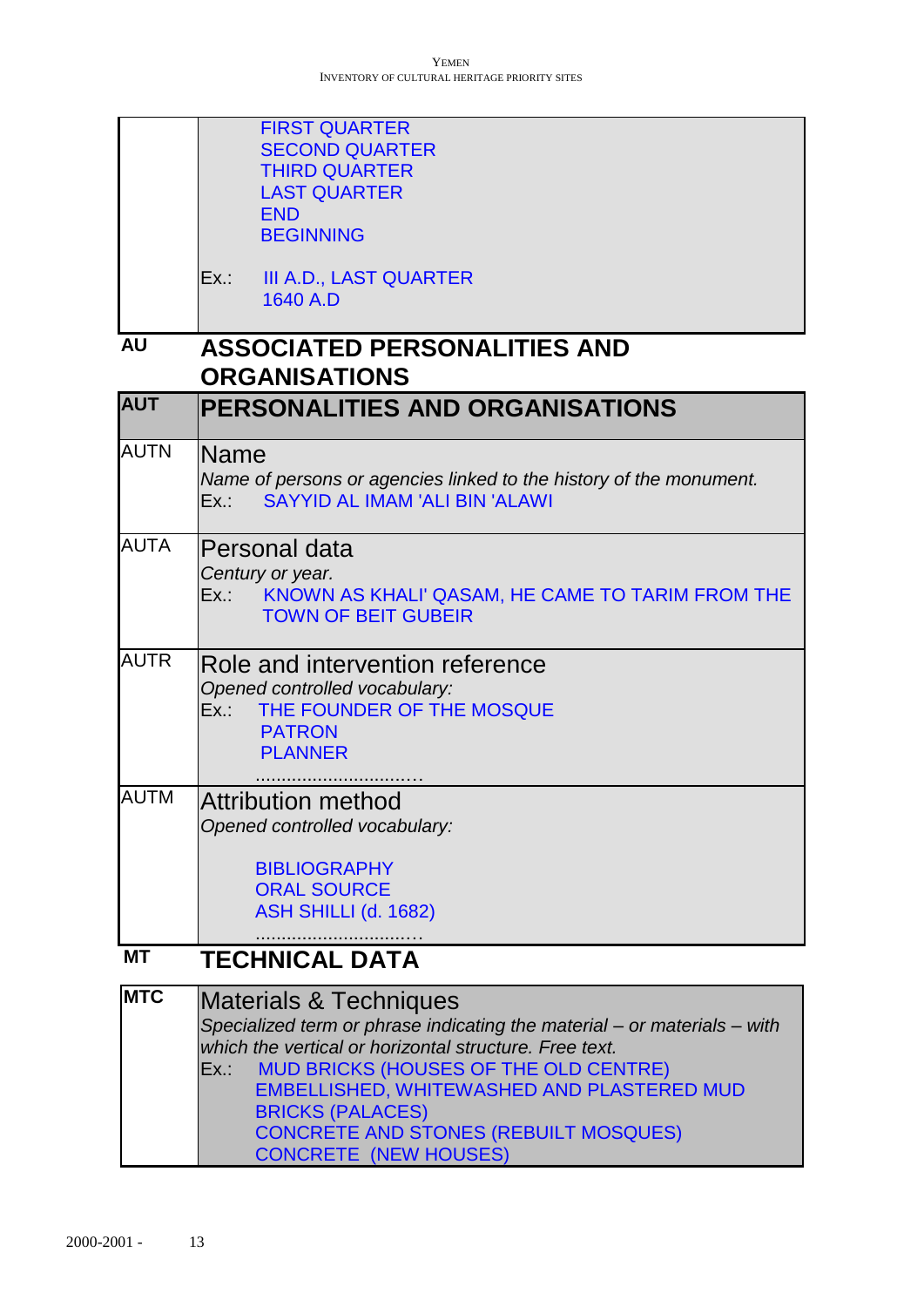| | |
|---|---|
| | FIRST QUARTER<br>SECOND QUARTER<br>THIRD QUARTER<br>LAST QUARTER<br>END<br>BEGINNING<br><br>Ex.: III A.D., LAST QUARTER<br>1640 A.D |

**AU** **ASSOCIATED PERSONALITIES AND ORGANISATIONS**

| | |
|---|---|
| **AUT** | **PERSONALITIES AND ORGANISATIONS** |
| AUTN | Name<br>*Name of persons or agencies linked to the history of the monument.*<br>Ex.: SAYYID AL IMAM 'ALI BIN 'ALAWI |
| AUTA | Personal data<br>*Century or year.*<br>Ex.: KNOWN AS KHALI' QASAM, HE CAME TO TARIM FROM THE TOWN OF BEIT GUBEIR |
| AUTR | Role and intervention reference<br>*Opened controlled vocabulary:*<br>Ex.: THE FOUNDER OF THE MOSQUE<br>PATRON<br>PLANNER<br>................................ |
| AUTM | Attribution method<br>*Opened controlled vocabulary:*<br><br>BIBLIOGRAPHY<br>ORAL SOURCE<br>ASH SHILLI (d. 1682)<br>................................ |

**MT** **TECHNICAL DATA**

| | |
|---|---|
| **MTC** | Materials & Techniques<br>*Specialized term or phrase indicating the material – or materials – with which the vertical or horizontal structure. Free text.*<br>Ex.: MUD BRICKS (HOUSES OF THE OLD CENTRE)<br>EMBELLISHED, WHITEWASHED AND PLASTERED MUD BRICKS (PALACES)<br>CONCRETE AND STONES (REBUILT MOSQUES)<br>CONCRETE (NEW HOUSES) |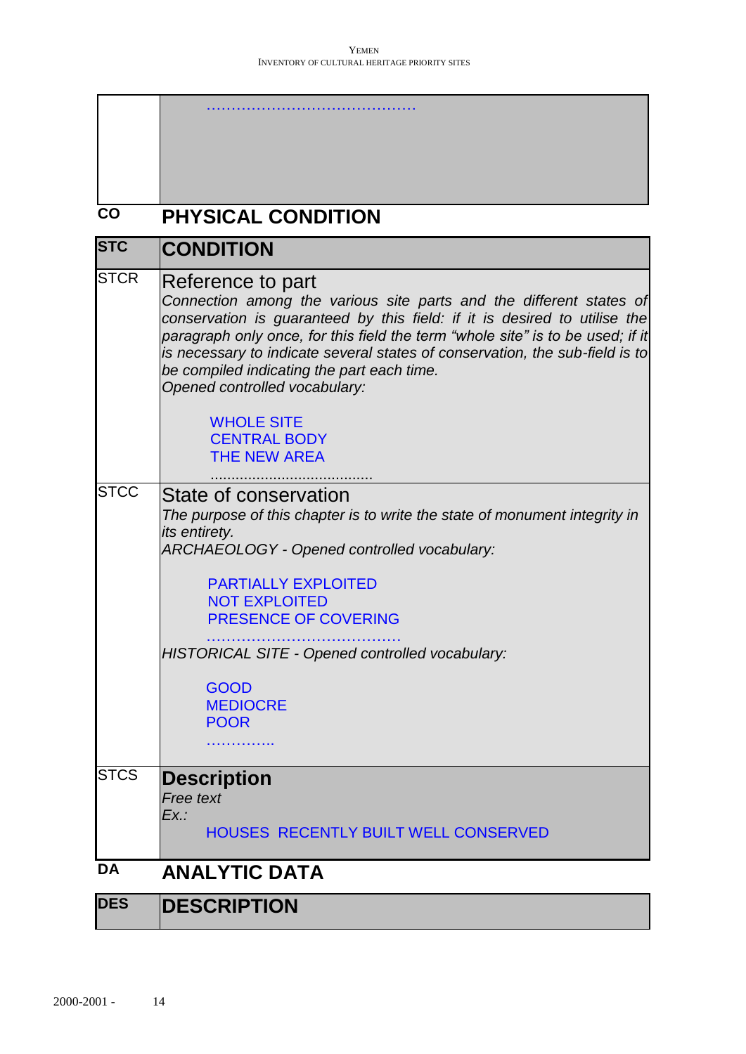| | ……………………………………… |
|---|---|

**CO** **PHYSICAL CONDITION**

| **STC** | **CONDITION** |
|---|---|
| STCR | Reference to part<br>*Connection among the various site parts and the different states of conservation is guaranteed by this field: if it is desired to utilise the paragraph only once, for this field the term "whole site" is to be used; if it is necessary to indicate several states of conservation, the sub-field is to be compiled indicating the part each time.*<br>*Opened controlled vocabulary:*<br><br>WHOLE SITE<br>CENTRAL BODY<br>THE NEW AREA<br>..................................... |
| STCC | State of conservation<br>*The purpose of this chapter is to write the state of monument integrity in its entirety.*<br>*ARCHAEOLOGY - Opened controlled vocabulary:*<br><br>PARTIALLY EXPLOITED<br>NOT EXPLOITED<br>PRESENCE OF COVERING<br>…………………………………<br>*HISTORICAL SITE - Opened controlled vocabulary:*<br><br>GOOD<br>MEDIOCRE<br>POOR<br>………….. |
| STCS | **Description**<br>*Free text*<br>*Ex.:*<br>HOUSES RECENTLY BUILT WELL CONSERVED |

**DA** **ANALYTIC DATA**

| **DES** | **DESCRIPTION** |
|---|---|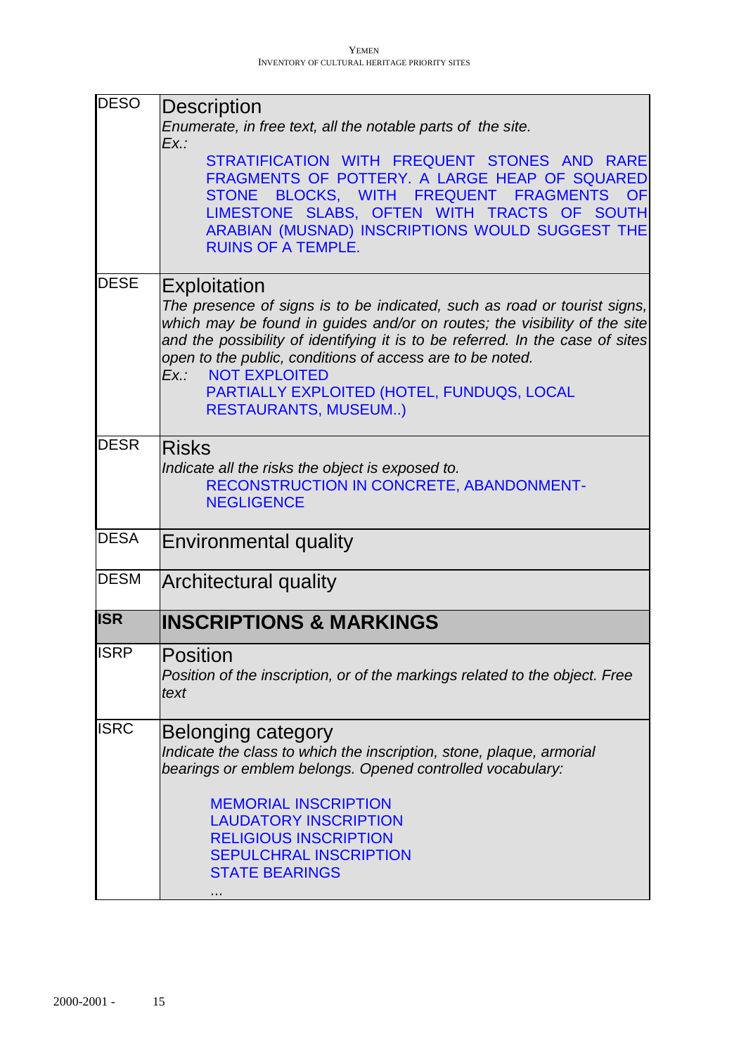| | |
|---|---|
| DESO | Description<br>*Enumerate, in free text, all the notable parts of the site.*<br>*Ex.:*<br>STRATIFICATION WITH FREQUENT STONES AND RARE FRAGMENTS OF POTTERY. A LARGE HEAP OF SQUARED STONE BLOCKS, WITH FREQUENT FRAGMENTS OF LIMESTONE SLABS, OFTEN WITH TRACTS OF SOUTH ARABIAN (MUSNAD) INSCRIPTIONS WOULD SUGGEST THE RUINS OF A TEMPLE. |
| DESE | Exploitation<br>*The presence of signs is to be indicated, such as road or tourist signs, which may be found in guides and/or on routes; the visibility of the site and the possibility of identifying it is to be referred. In the case of sites open to the public, conditions of access are to be noted.*<br>*Ex.:* NOT EXPLOITED<br>PARTIALLY EXPLOITED (HOTEL, FUNDUQS, LOCAL RESTAURANTS, MUSEUM..) |
| DESR | Risks<br>*Indicate all the risks the object is exposed to.*<br>RECONSTRUCTION IN CONCRETE, ABANDONMENT-NEGLIGENCE |
| DESA | Environmental quality |
| DESM | Architectural quality |
| **ISR** | **INSCRIPTIONS & MARKINGS** |
| ISRP | Position<br>*Position of the inscription, or of the markings related to the object. Free text* |
| ISRC | Belonging category<br>*Indicate the class to which the inscription, stone, plaque, armorial bearings or emblem belongs. Opened controlled vocabulary:*<br><br>MEMORIAL INSCRIPTION<br>LAUDATORY INSCRIPTION<br>RELIGIOUS INSCRIPTION<br>SEPULCHRAL INSCRIPTION<br>STATE BEARINGS<br>... |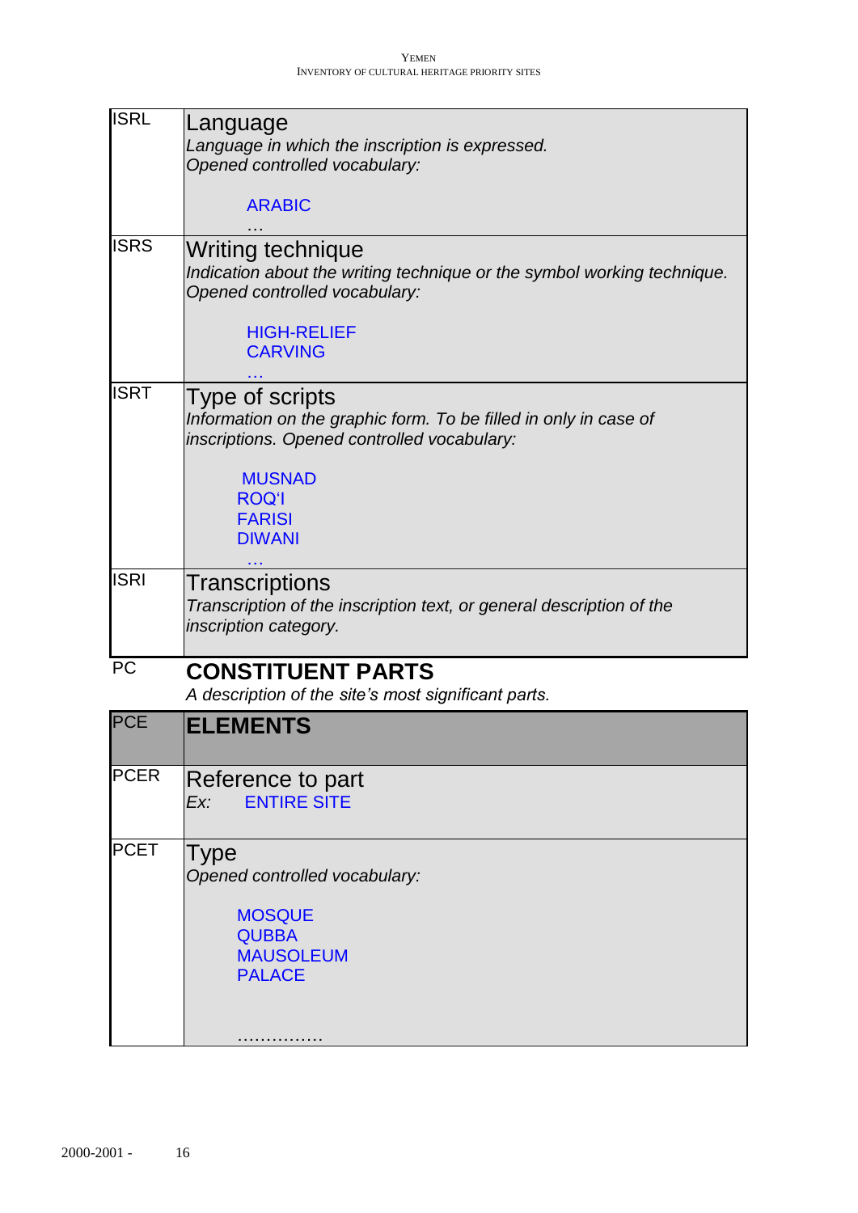| | |
|---|---|
| ISRL | Language<br>*Language in which the inscription is expressed.*<br>*Opened controlled vocabulary:*<br><br>ARABIC<br>… |
| ISRS | Writing technique<br>*Indication about the writing technique or the symbol working technique.*<br>*Opened controlled vocabulary:*<br><br>HIGH-RELIEF<br>CARVING<br>… |
| ISRT | Type of scripts<br>*Information on the graphic form. To be filled in only in case of inscriptions. Opened controlled vocabulary:*<br><br>MUSNAD<br>ROQ'I<br>FARISI<br>DIWANI<br>… |
| ISRI | Transcriptions<br>*Transcription of the inscription text, or general description of the inscription category.* |

PC **CONSTITUENT PARTS**

*A description of the site's most significant parts.*

| | |
|---|---|
| PCE | **ELEMENTS** |
| PCER | Reference to part<br>*Ex:* ENTIRE SITE |
| PCET | Type<br>*Opened controlled vocabulary:*<br><br>MOSQUE<br>QUBBA<br>MAUSOLEUM<br>PALACE<br><br>…………… |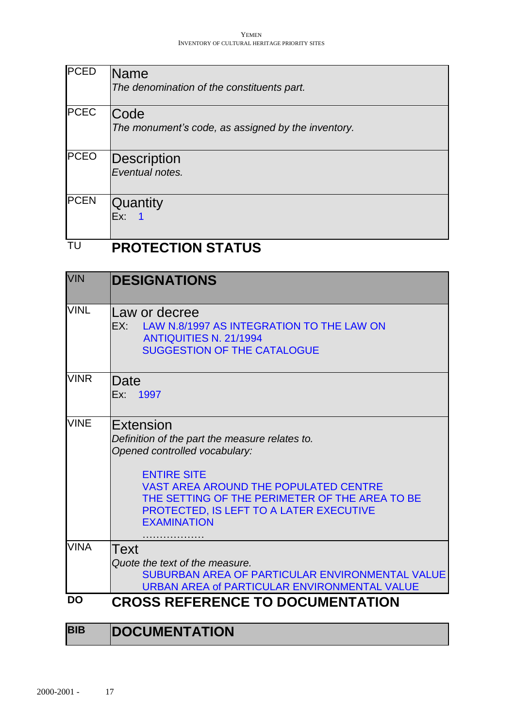| PCED | **Name**<br>*The denomination of the constituents part.* |
|---|---|
| PCEC | **Code**<br>*The monument's code, as assigned by the inventory.* |
| PCEO | **Description**<br>*Eventual notes.* |
| PCEN | **Quantity**<br>Ex: 1 |

## TU PROTECTION STATUS

| VIN | **DESIGNATIONS** |
|---|---|
| VINL | **Law or decree**<br>EX: LAW N.8/1997 AS INTEGRATION TO THE LAW ON ANTIQUITIES N. 21/1994<br>SUGGESTION OF THE CATALOGUE |
| VINR | **Date**<br>Ex: 1997 |
| VINE | **Extension**<br>*Definition of the part the measure relates to.*<br>*Opened controlled vocabulary:*<br>ENTIRE SITE<br>VAST AREA AROUND THE POPULATED CENTRE<br>THE SETTING OF THE PERIMETER OF THE AREA TO BE PROTECTED, IS LEFT TO A LATER EXECUTIVE EXAMINATION<br>.................. |
| VINA | **Text**<br>*Quote the text of the measure.*<br>SUBURBAN AREA OF PARTICULAR ENVIRONMENTAL VALUE<br>URBAN AREA of PARTICULAR ENVIRONMENTAL VALUE |

## DO CROSS REFERENCE TO DOCUMENTATION

| BIB | **DOCUMENTATION** |
|---|---|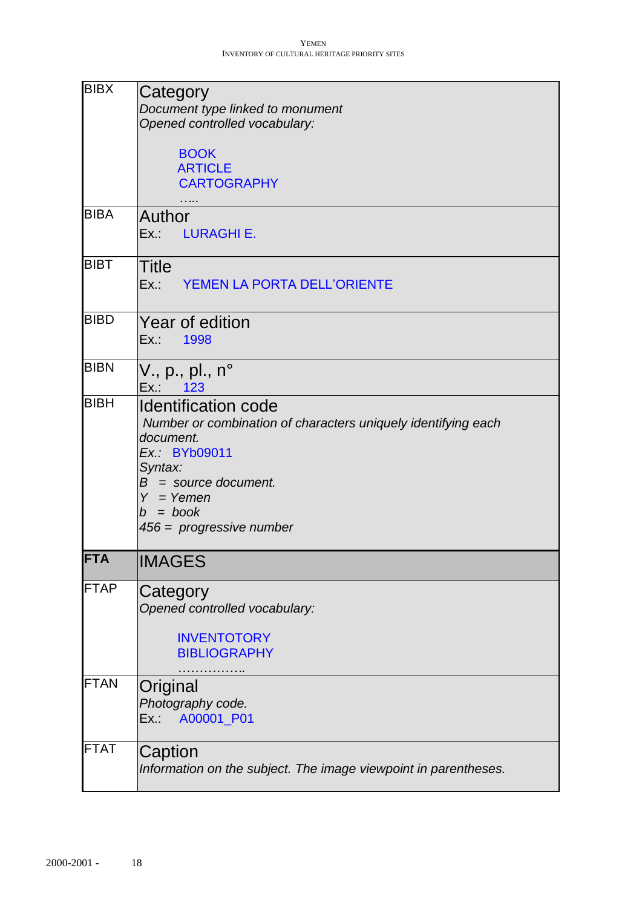| | |
|---|---|
| BIBX | Category<br>*Document type linked to monument*<br>*Opened controlled vocabulary:*<br><br>BOOK<br>ARTICLE<br>CARTOGRAPHY<br>….. |
| BIBA | Author<br>Ex.: LURAGHI E. |
| BIBT | Title<br>Ex.: YEMEN LA PORTA DELL'ORIENTE |
| BIBD | Year of edition<br>Ex.: 1998 |
| BIBN | V., p., pl., n°<br>Ex.: 123 |
| BIBH | Identification code<br>*Number or combination of characters uniquely identifying each document.*<br>*Ex.:* BYb09011<br>*Syntax:*<br>*B = source document.*<br>*Y = Yemen*<br>*b = book*<br>*456 = progressive number* |
| **FTA** | IMAGES |
| FTAP | Category<br>*Opened controlled vocabulary:*<br><br>INVENTORY<br>BIBLIOGRAPHY<br>…………….. |
| FTAN | Original<br>*Photography code.*<br>Ex.: A00001_P01 |
| FTAT | Caption<br>*Information on the subject. The image viewpoint in parentheses.* |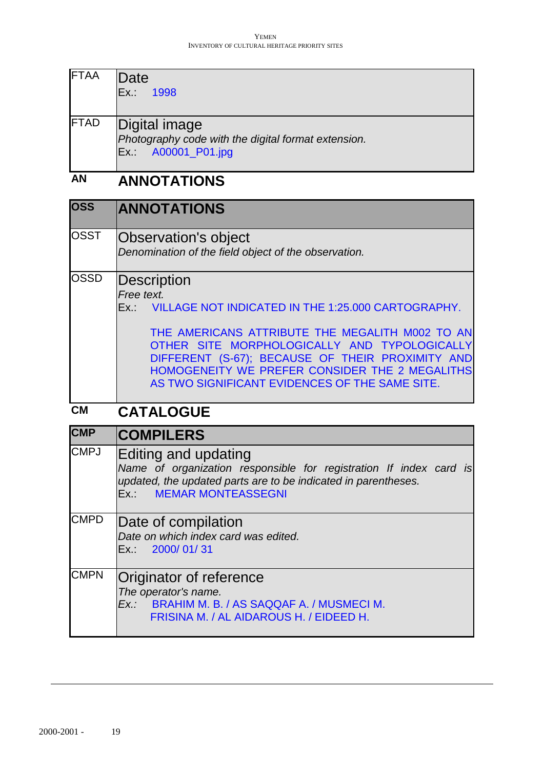| FTAA | Date<br>Ex.: 1998 |
|---|---|
| FTAD | Digital image<br>*Photography code with the digital format extension.*<br>Ex.: A00001_P01.jpg |

## AN ANNOTATIONS

| OSS | ANNOTATIONS |
|---|---|
| OSST | Observation's object<br>*Denomination of the field object of the observation.* |
| OSSD | Description<br>*Free text.*<br>Ex.: VILLAGE NOT INDICATED IN THE 1:25.000 CARTOGRAPHY.<br><br>THE AMERICANS ATTRIBUTE THE MEGALITH M002 TO AN OTHER SITE MORPHOLOGICALLY AND TYPOLOGICALLY DIFFERENT (S-67); BECAUSE OF THEIR PROXIMITY AND HOMOGENEITY WE PREFER CONSIDER THE 2 MEGALITHS AS TWO SIGNIFICANT EVIDENCES OF THE SAME SITE. |

## CM CATALOGUE

| CMP | COMPILERS |
|---|---|
| CMPJ | Editing and updating<br>*Name of organization responsible for registration If index card is updated, the updated parts are to be indicated in parentheses.*<br>Ex.: MEMAR MONTEASSEGNI |
| CMPD | Date of compilation<br>*Date on which index card was edited.*<br>Ex.: 2000/ 01/ 31 |
| CMPN | Originator of reference<br>*The operator's name.*<br>*Ex.:* BRAHIM M. B. / AS SAQQAF A. / MUSMECI M. FRISINA M. / AL AIDAROUS H. / EIDEED H. |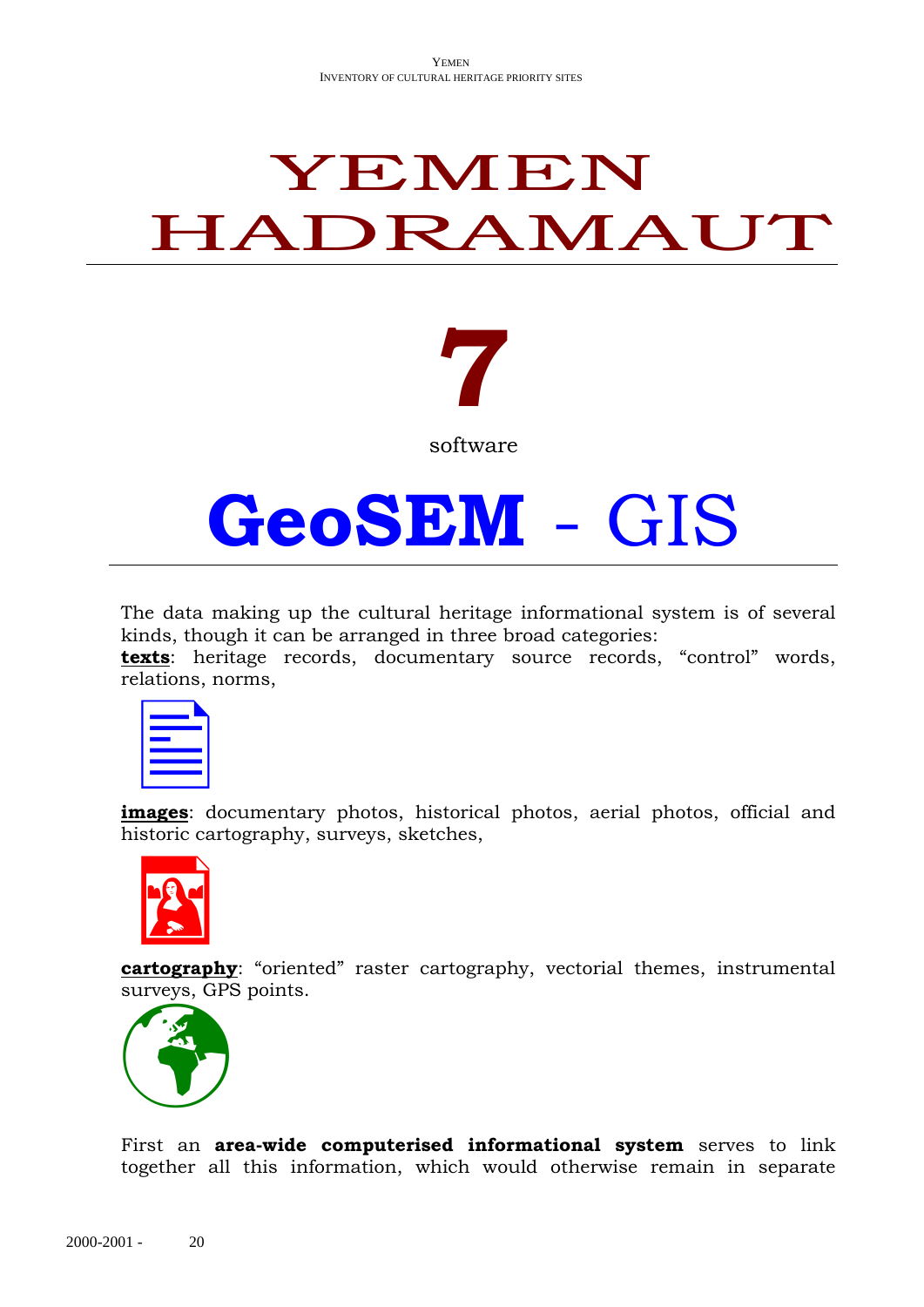# YEMEN HADRAMAUT

# 7

software

# **GeoSEM** - GIS

The data making up the cultural heritage informational system is of several kinds, though it can be arranged in three broad categories:

**texts**: heritage records, documentary source records, “control” words, relations, norms,

**images**: documentary photos, historical photos, aerial photos, official and historic cartography, surveys, sketches,

**cartography**: “oriented” raster cartography, vectorial themes, instrumental surveys, GPS points.

First an **area-wide computerised informational system** serves to link together all this information, which would otherwise remain in separate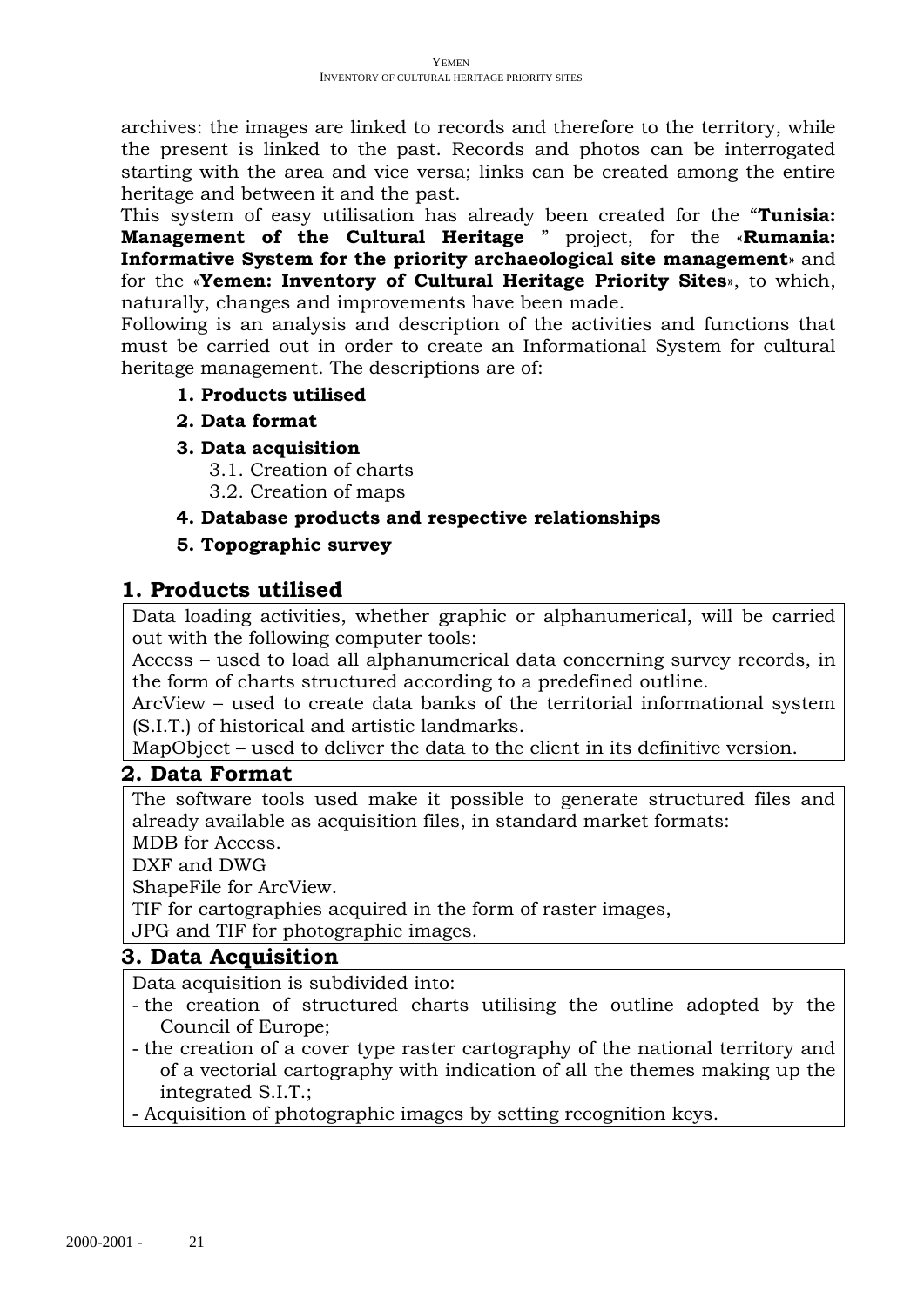archives: the images are linked to records and therefore to the territory, while the present is linked to the past. Records and photos can be interrogated starting with the area and vice versa; links can be created among the entire heritage and between it and the past.

This system of easy utilisation has already been created for the "**Tunisia: Management of the Cultural Heritage** " project, for the «**Rumania: Informative System for the priority archaeological site management**» and for the «**Yemen: Inventory of Cultural Heritage Priority Sites**», to which, naturally, changes and improvements have been made.

Following is an analysis and description of the activities and functions that must be carried out in order to create an Informational System for cultural heritage management. The descriptions are of:

1. **Products utilised**
2. **Data format**
3. **Data acquisition**
   - 3.1. Creation of charts
   - 3.2. Creation of maps
4. **Database products and respective relationships**
5. **Topographic survey**

## 1. Products utilised

Data loading activities, whether graphic or alphanumerical, will be carried out with the following computer tools:

Access – used to load all alphanumerical data concerning survey records, in the form of charts structured according to a predefined outline.

ArcView – used to create data banks of the territorial informational system (S.I.T.) of historical and artistic landmarks.

MapObject – used to deliver the data to the client in its definitive version.

## 2. Data Format

The software tools used make it possible to generate structured files and already available as acquisition files, in standard market formats:

MDB for Access.

DXF and DWG

ShapeFile for ArcView.

TIF for cartographies acquired in the form of raster images,

JPG and TIF for photographic images.

## 3. Data Acquisition

Data acquisition is subdivided into:

- the creation of structured charts utilising the outline adopted by the Council of Europe;
- the creation of a cover type raster cartography of the national territory and of a vectorial cartography with indication of all the themes making up the integrated S.I.T.;
- Acquisition of photographic images by setting recognition keys.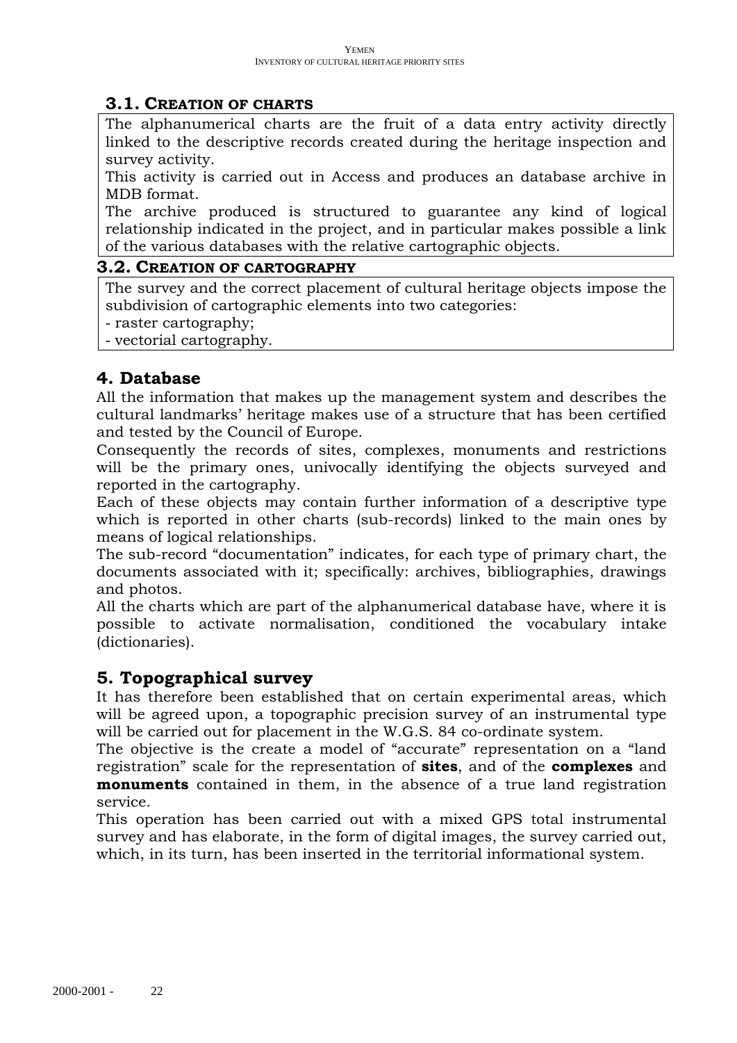### 3.1. Creation of charts

The alphanumerical charts are the fruit of a data entry activity directly linked to the descriptive records created during the heritage inspection and survey activity.
This activity is carried out in Access and produces an database archive in MDB format.
The archive produced is structured to guarantee any kind of logical relationship indicated in the project, and in particular makes possible a link of the various databases with the relative cartographic objects.

### 3.2. Creation of cartography

The survey and the correct placement of cultural heritage objects impose the subdivision of cartographic elements into two categories:
- raster cartography;
- vectorial cartography.

## 4. Database

All the information that makes up the management system and describes the cultural landmarks' heritage makes use of a structure that has been certified and tested by the Council of Europe.
Consequently the records of sites, complexes, monuments and restrictions will be the primary ones, univocally identifying the objects surveyed and reported in the cartography.
Each of these objects may contain further information of a descriptive type which is reported in other charts (sub-records) linked to the main ones by means of logical relationships.
The sub-record "documentation" indicates, for each type of primary chart, the documents associated with it; specifically: archives, bibliographies, drawings and photos.
All the charts which are part of the alphanumerical database have, where it is possible to activate normalisation, conditioned the vocabulary intake (dictionaries).

## 5. Topographical survey

It has therefore been established that on certain experimental areas, which will be agreed upon, a topographic precision survey of an instrumental type will be carried out for placement in the W.G.S. 84 co-ordinate system.
The objective is the create a model of "accurate" representation on a "land registration" scale for the representation of **sites**, and of the **complexes** and **monuments** contained in them, in the absence of a true land registration service.
This operation has been carried out with a mixed GPS total instrumental survey and has elaborate, in the form of digital images, the survey carried out, which, in its turn, has been inserted in the territorial informational system.